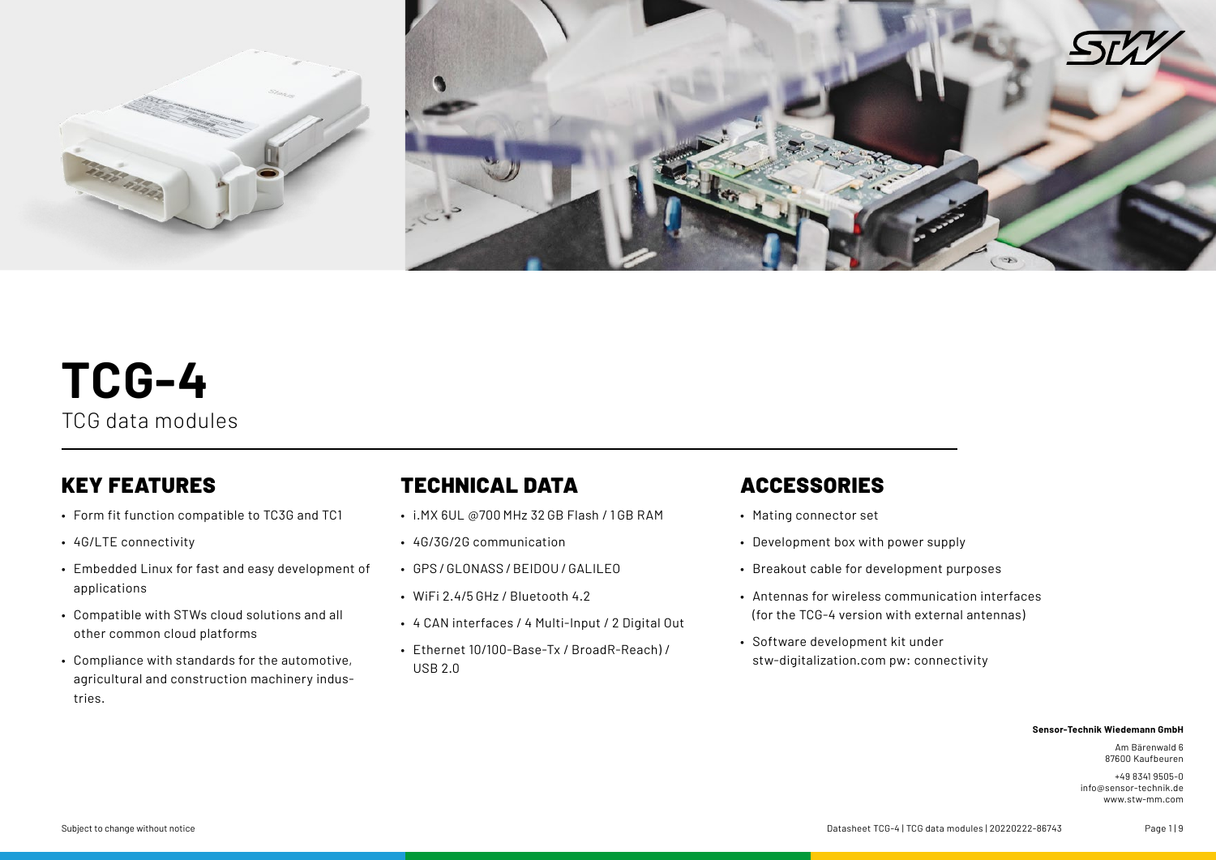# TCG-4

TCG data modules

## KEY FEATURES

- Form fit function compatible to TC3G and TC1
- 4G/LTE connectivity
- Embedded Linux for fast and easy development of applications
- Compatible with STWs cloud solutions and all other common cloud platforms
- Compliance with standards for the automotive, agricultural and construction machinery industries.

## TECHNICAL DATA

- i.MX 6UL @700 MHz 32 GB Flash / 1 GB RAM
- 4G/3G/2G communication
- GPS / GLONASS / BEIDOU / GALILEO
- WiFi 2.4/5 GHz / Bluetooth 4.2
- 4 CAN interfaces / 4 Multi-Input / 2 Digital Out
- Ethernet 10/100-Base-Tx / BroadR-Reach) / USB 2.0

## ACCESSORIES

- Mating connector set
- Development box with power supply
- Breakout cable for development purposes
- Antennas for wireless communication interfaces (for the TCG-4 version with external antennas)
- Software development kit under stw-digitalization.com pw: connectivity

**Sensor-Technik Wiedemann GmbH**

Am Bärenwald 6
87600 Kaufbeuren

+49 8341 9505-0
info@sensor-technik.de
www.stw-mm.com

Subject to change without notice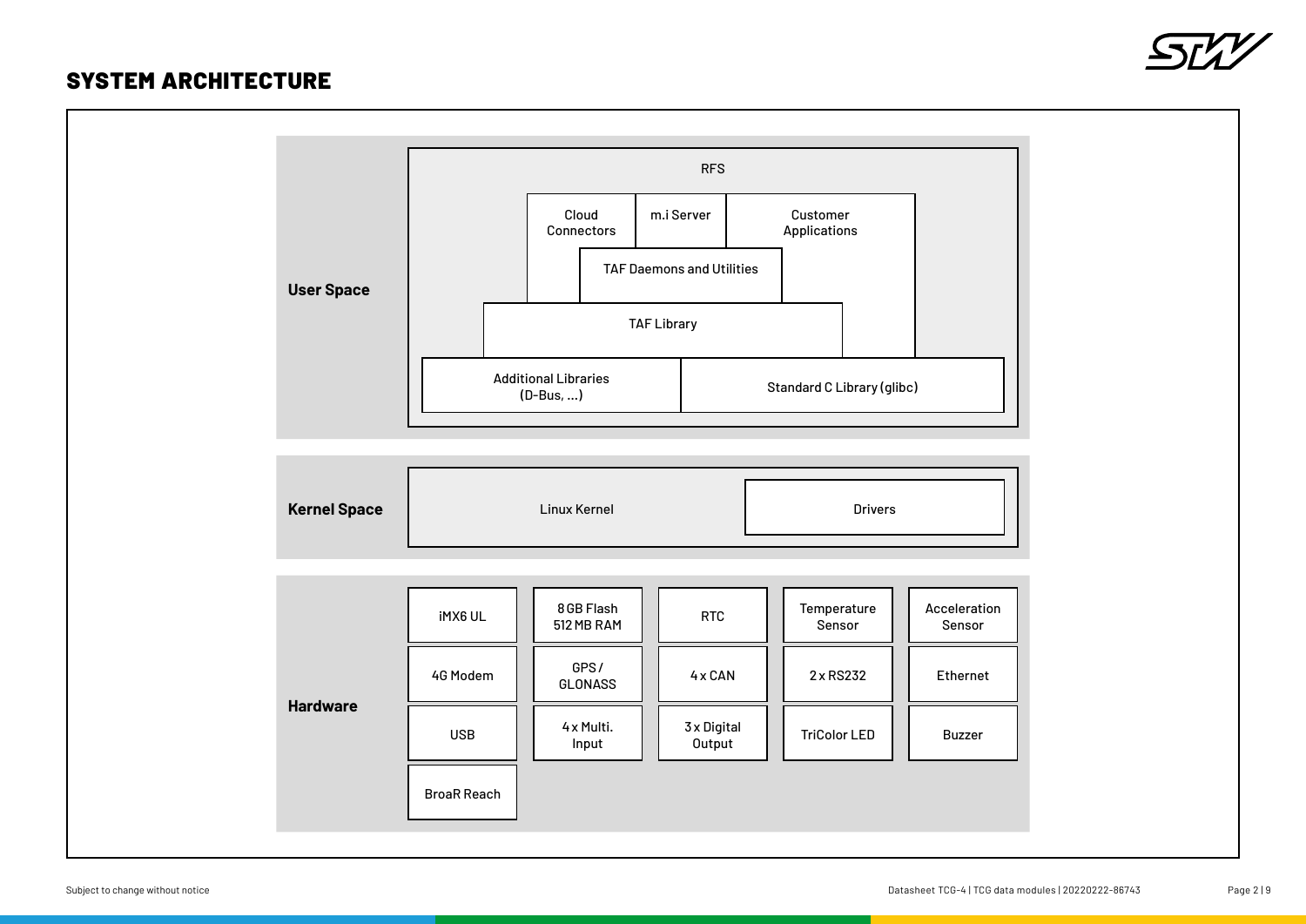## SYSTEM ARCHITECTURE

**User Space**

RFS

- Cloud Connectors
- m.i Server
- Customer Applications
- TAF Daemons and Utilities
- TAF Library
- Additional Libraries (D-Bus, ...)
- Standard C Library (glibc)

**Kernel Space**

- Linux Kernel
- Drivers

**Hardware**

| | | | | |
|---|---|---|---|---|
| iMX6 UL | 8 GB Flash 512 MB RAM | RTC | Temperature Sensor | Acceleration Sensor |
| 4G Modem | GPS / GLONASS | 4 x CAN | 2 x RS232 | Ethernet |
| USB | 4 x Multi. Input | 3 x Digital Output | TriColor LED | Buzzer |
| BroaR Reach | | | | |

Subject to change without notice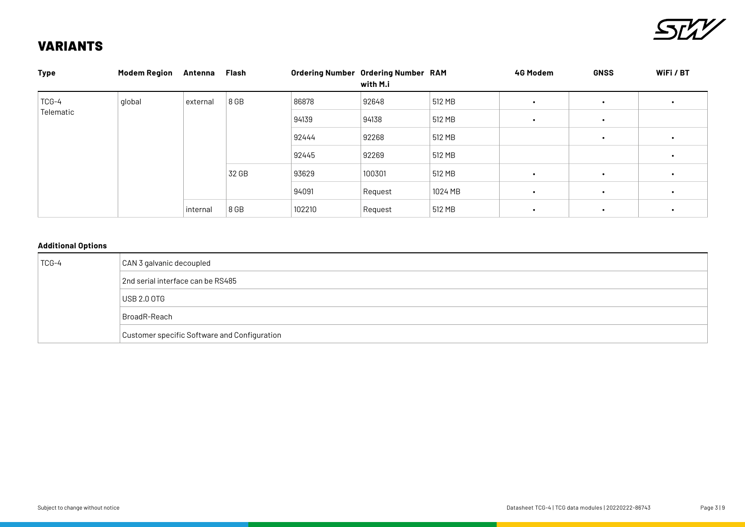# VARIANTS

| Type | Modem Region | Antenna | Flash | Ordering Number | Ordering Number with M.i | RAM | 4G Modem | GNSS | WiFi / BT |
|---|---|---|---|---|---|---|---|---|---|
| TCG-4 Telematic | global | external | 8 GB | 86878 | 92648 | 512 MB | • | • | • |
| | | | | 94139 | 94138 | 512 MB | • | • | |
| | | | | 92444 | 92268 | 512 MB | | • | • |
| | | | | 92445 | 92269 | 512 MB | | | • |
| | | | 32 GB | 93629 | 100301 | 512 MB | • | • | • |
| | | | | 94091 | Request | 1024 MB | • | • | • |
| | | internal | 8 GB | 102210 | Request | 512 MB | • | • | • |

**Additional Options**

| | |
|---|---|
| TCG-4 | CAN 3 galvanic decoupled |
| | 2nd serial interface can be RS485 |
| | USB 2.0 OTG |
| | BroadR-Reach |
| | Customer specific Software and Configuration |

Subject to change without notice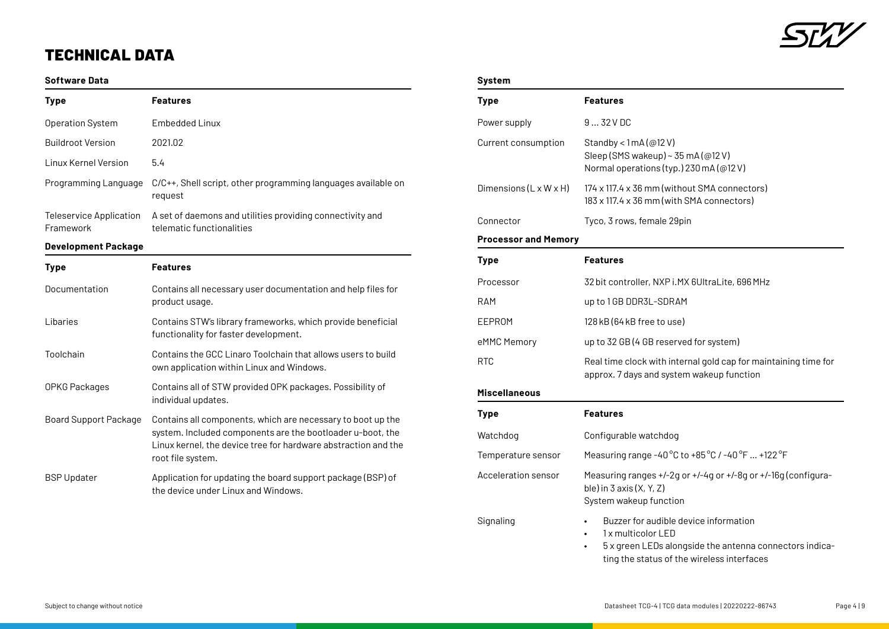# TECHNICAL DATA

### Software Data

| Type | Features |
|---|---|
| Operation System | Embedded Linux |
| Buildroot Version | 2021.02 |
| Linux Kernel Version | 5.4 |
| Programming Language | C/C++, Shell script, other programming languages available on request |
| Teleservice Application Framework | A set of daemons and utilities providing connectivity and telematic functionalities |

### Development Package

| Type | Features |
|---|---|
| Documentation | Contains all necessary user documentation and help files for product usage. |
| Libaries | Contains STW's library frameworks, which provide beneficial functionality for faster development. |
| Toolchain | Contains the GCC Linaro Toolchain that allows users to build own application within Linux and Windows. |
| OPKG Packages | Contains all of STW provided OPK packages. Possibility of individual updates. |
| Board Support Package | Contains all components, which are necessary to boot up the system. Included components are the bootloader u-boot, the Linux kernel, the device tree for hardware abstraction and the root file system. |
| BSP Updater | Application for updating the board support package (BSP) of the device under Linux and Windows. |

### System

| Type | Features |
|---|---|
| Power supply | 9 … 32 V DC |
| Current consumption | Standby < 1 mA (@12 V)<br>Sleep (SMS wakeup) ~ 35 mA (@12 V)<br>Normal operations (typ.) 230 mA (@12 V) |
| Dimensions (L x W x H) | 174 x 117.4 x 36 mm (without SMA connectors)<br>183 x 117.4 x 36 mm (with SMA connectors) |
| Connector | Tyco, 3 rows, female 29pin |

### Processor and Memory

| Type | Features |
|---|---|
| Processor | 32 bit controller, NXP i.MX 6UltraLite, 696 MHz |
| RAM | up to 1 GB DDR3L-SDRAM |
| EEPROM | 128 kB (64 kB free to use) |
| eMMC Memory | up to 32 GB (4 GB reserved for system) |
| RTC | Real time clock with internal gold cap for maintaining time for approx. 7 days and system wakeup function |

### Miscellaneous

| Type | Features |
|---|---|
| Watchdog | Configurable watchdog |
| Temperature sensor | Measuring range -40 °C to +85 °C / -40 °F … +122 °F |
| Acceleration sensor | Measuring ranges +/-2g or +/-4g or +/-8g or +/-16g (configurable) in 3 axis (X, Y, Z)<br>System wakeup function |
| Signaling | • Buzzer for audible device information<br>• 1 x multicolor LED<br>• 5 x green LEDs alongside the antenna connectors indicating the status of the wireless interfaces |

Subject to change without notice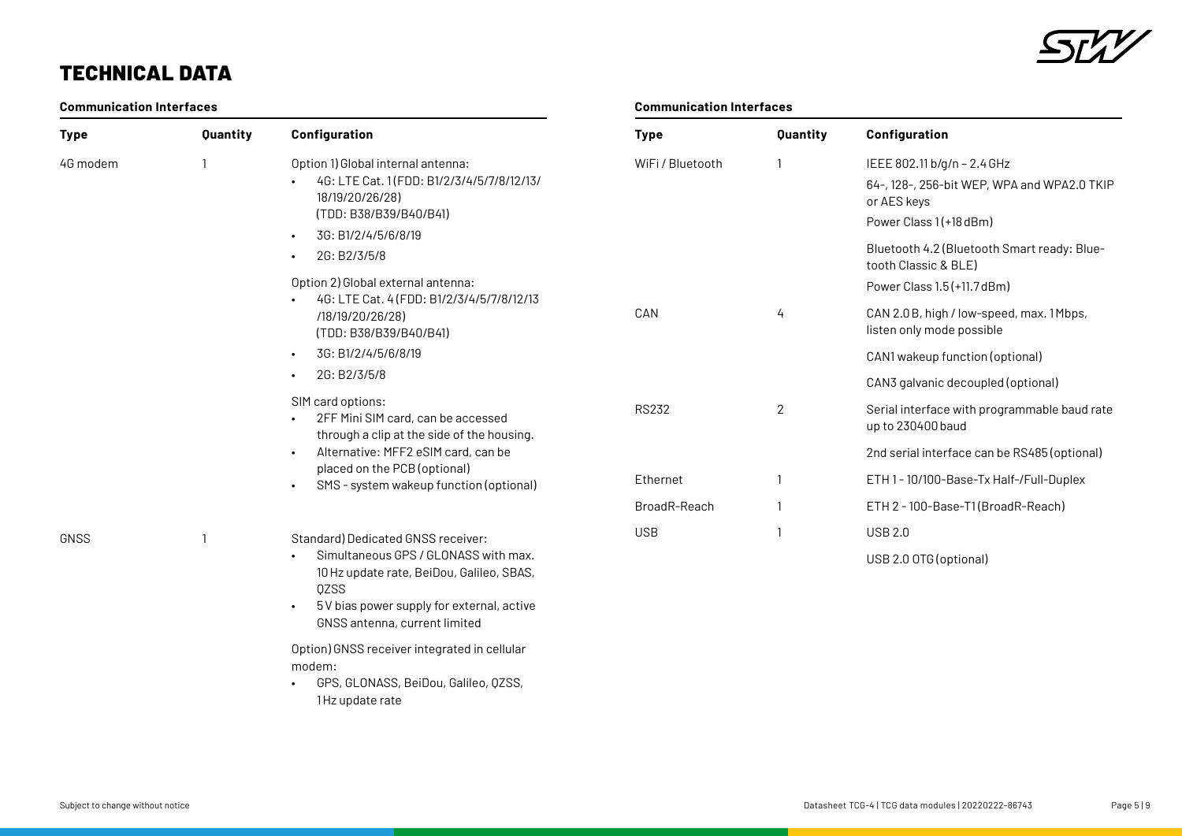# TECHNICAL DATA

### Communication Interfaces

| Type | Quantity | Configuration |
|---|---|---|
| 4G modem | 1 | Option 1) Global internal antenna:<br>• 4G: LTE Cat. 1 (FDD: B1/2/3/4/5/7/8/12/13/18/19/20/26/28) (TDD: B38/B39/B40/B41)<br>• 3G: B1/2/4/5/6/8/19<br>• 2G: B2/3/5/8<br><br>Option 2) Global external antenna:<br>• 4G: LTE Cat. 4 (FDD: B1/2/3/4/5/7/8/12/13/18/19/20/26/28) (TDD: B38/B39/B40/B41)<br>• 3G: B1/2/4/5/6/8/19<br>• 2G: B2/3/5/8<br><br>SIM card options:<br>• 2FF Mini SIM card, can be accessed through a clip at the side of the housing.<br>• Alternative: MFF2 eSIM card, can be placed on the PCB (optional)<br>• SMS - system wakeup function (optional) |
| GNSS | 1 | Standard) Dedicated GNSS receiver:<br>• Simultaneous GPS / GLONASS with max. 10 Hz update rate, BeiDou, Galileo, SBAS, QZSS<br>• 5 V bias power supply for external, active GNSS antenna, current limited<br><br>Option) GNSS receiver integrated in cellular modem:<br>• GPS, GLONASS, BeiDou, Galileo, QZSS, 1 Hz update rate |

### Communication Interfaces

| Type | Quantity | Configuration |
|---|---|---|
| WiFi / Bluetooth | 1 | IEEE 802.11 b/g/n – 2.4 GHz<br>64-, 128-, 256-bit WEP, WPA and WPA2.0 TKIP or AES keys<br>Power Class 1 (+18 dBm)<br>Bluetooth 4.2 (Bluetooth Smart ready: Bluetooth Classic & BLE)<br>Power Class 1.5 (+11.7 dBm) |
| CAN | 4 | CAN 2.0 B, high / low-speed, max. 1 Mbps, listen only mode possible<br>CAN1 wakeup function (optional)<br>CAN3 galvanic decoupled (optional) |
| RS232 | 2 | Serial interface with programmable baud rate up to 230400 baud<br>2nd serial interface can be RS485 (optional) |
| Ethernet | 1 | ETH 1 - 10/100-Base-Tx Half-/Full-Duplex |
| BroadR-Reach | 1 | ETH 2 - 100-Base-T1 (BroadR-Reach) |
| USB | 1 | USB 2.0<br>USB 2.0 OTG (optional) |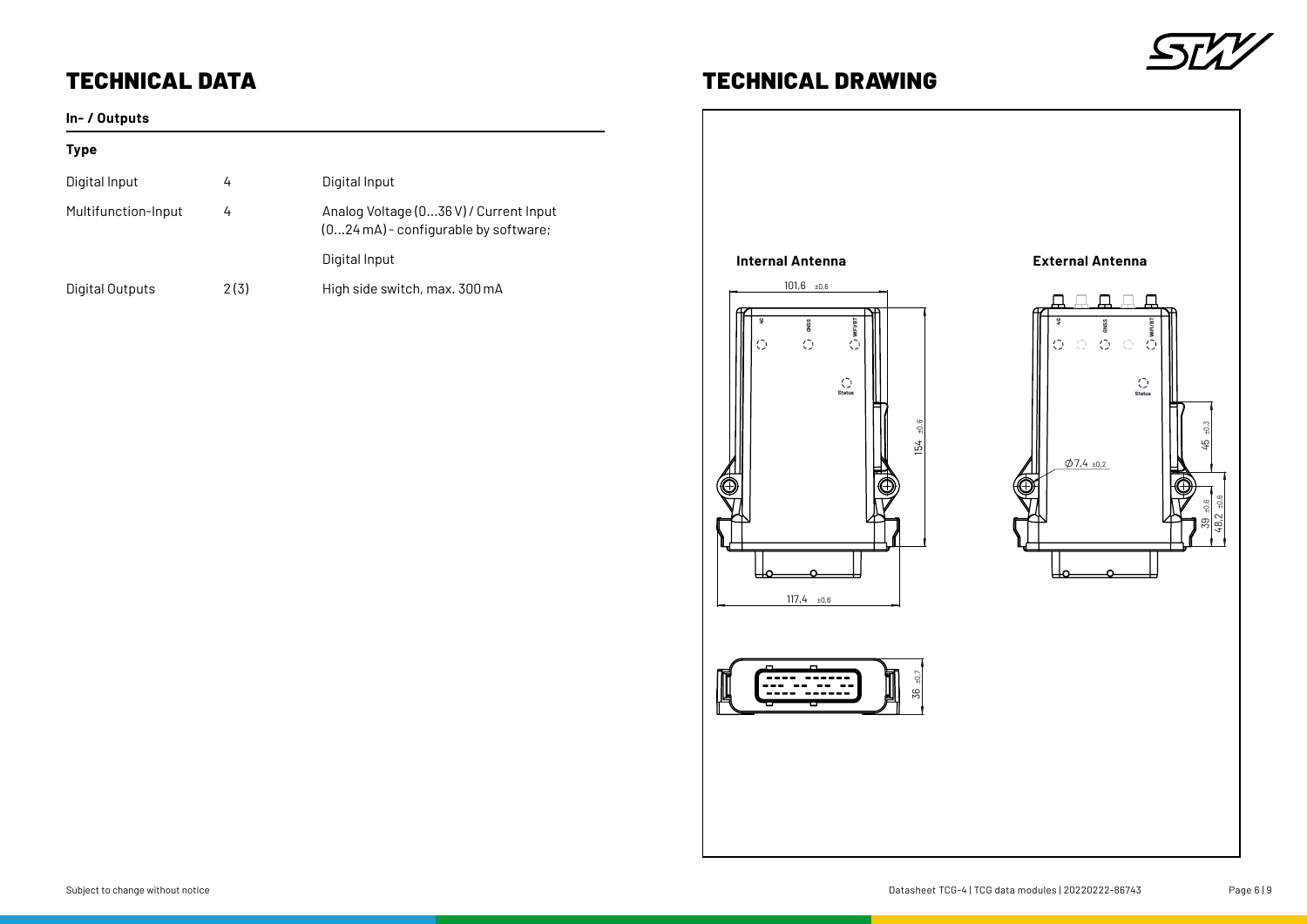# TECHNICAL DATA

## In- / Outputs

| Type | | |
|---|---|---|
| Digital Input | 4 | Digital Input |
| Multifunction-Input | 4 | Analog Voltage (0…36 V) / Current Input (0…24 mA) - configurable by software; |
| | | Digital Input |
| Digital Outputs | 2 (3) | High side switch, max. 300 mA |

# TECHNICAL DRAWING

**Internal Antenna**

**External Antenna**

101,6 ±0,6

154 ±0,6

117,4 ±0,6

Ø7,4 ±0,2

45 ±0,3

39 ±0,6

48,2 ±0,8

36 ±0,7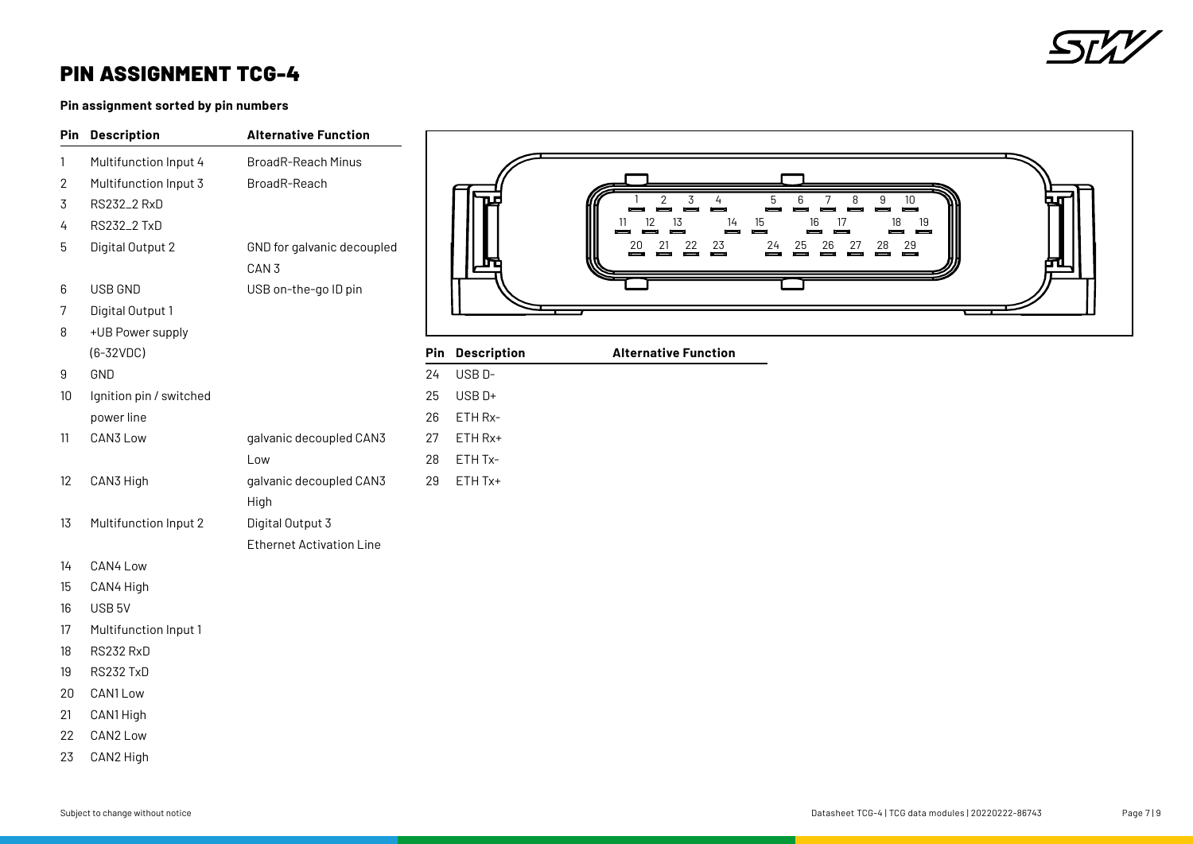# PIN ASSIGNMENT TCG-4

**Pin assignment sorted by pin numbers**

| Pin | Description | Alternative Function |
|---|---|---|
| 1 | Multifunction Input 4 | BroadR-Reach Minus |
| 2 | Multifunction Input 3 | BroadR-Reach |
| 3 | RS232_2 RxD | |
| 4 | RS232_2 TxD | |
| 5 | Digital Output 2 | GND for galvanic decoupled CAN 3 |
| 6 | USB GND | USB on-the-go ID pin |
| 7 | Digital Output 1 | |
| 8 | +UB Power supply (6-32VDC) | |
| 9 | GND | |
| 10 | Ignition pin / switched power line | |
| 11 | CAN3 Low | galvanic decoupled CAN3 Low |
| 12 | CAN3 High | galvanic decoupled CAN3 High |
| 13 | Multifunction Input 2 | Digital Output 3<br>Ethernet Activation Line |
| 14 | CAN4 Low | |
| 15 | CAN4 High | |
| 16 | USB 5V | |
| 17 | Multifunction Input 1 | |
| 18 | RS232 RxD | |
| 19 | RS232 TxD | |
| 20 | CAN1 Low | |
| 21 | CAN1 High | |
| 22 | CAN2 Low | |
| 23 | CAN2 High | |
| 24 | USB D- | |
| 25 | USB D+ | |
| 26 | ETH Rx- | |
| 27 | ETH Rx+ | |
| 28 | ETH Tx- | |
| 29 | ETH Tx+ | |

Subject to change without notice

Datasheet TCG-4 | TCG data modules | 20220222-86743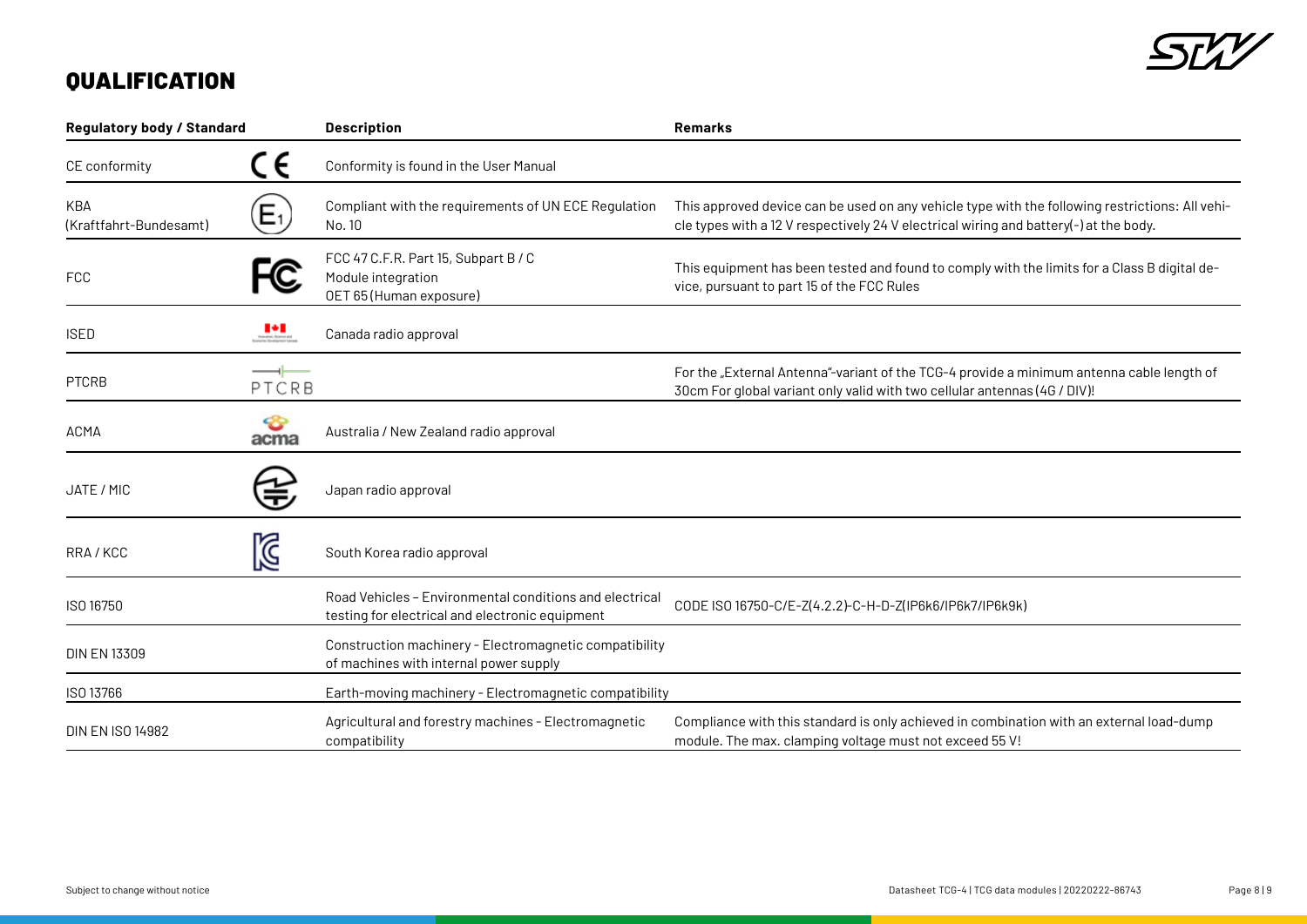# QUALIFICATION

| Regulatory body / Standard | Description | Remarks |
|---|---|---|
| CE conformity | Conformity is found in the User Manual | |
| KBA (Kraftfahrt-Bundesamt) | Compliant with the requirements of UN ECE Regulation No. 10 | This approved device can be used on any vehicle type with the following restrictions: All vehicle types with a 12 V respectively 24 V electrical wiring and battery(-) at the body. |
| FCC | FCC 47 C.F.R. Part 15, Subpart B / C<br>Module integration<br>OET 65 (Human exposure) | This equipment has been tested and found to comply with the limits for a Class B digital device, pursuant to part 15 of the FCC Rules |
| ISED | Canada radio approval | |
| PTCRB | | For the „External Antenna"-variant of the TCG-4 provide a minimum antenna cable length of 30cm For global variant only valid with two cellular antennas (4G / DIV)! |
| ACMA | Australia / New Zealand radio approval | |
| JATE / MIC | Japan radio approval | |
| RRA / KCC | South Korea radio approval | |
| ISO 16750 | Road Vehicles – Environmental conditions and electrical testing for electrical and electronic equipment | CODE ISO 16750-C/E-Z(4.2.2)-C-H-D-Z(IP6k6/IP6k7/IP6k9k) |
| DIN EN 13309 | Construction machinery - Electromagnetic compatibility of machines with internal power supply | |
| ISO 13766 | Earth-moving machinery - Electromagnetic compatibility | |
| DIN EN ISO 14982 | Agricultural and forestry machines - Electromagnetic compatibility | Compliance with this standard is only achieved in combination with an external load-dump module. The max. clamping voltage must not exceed 55 V! |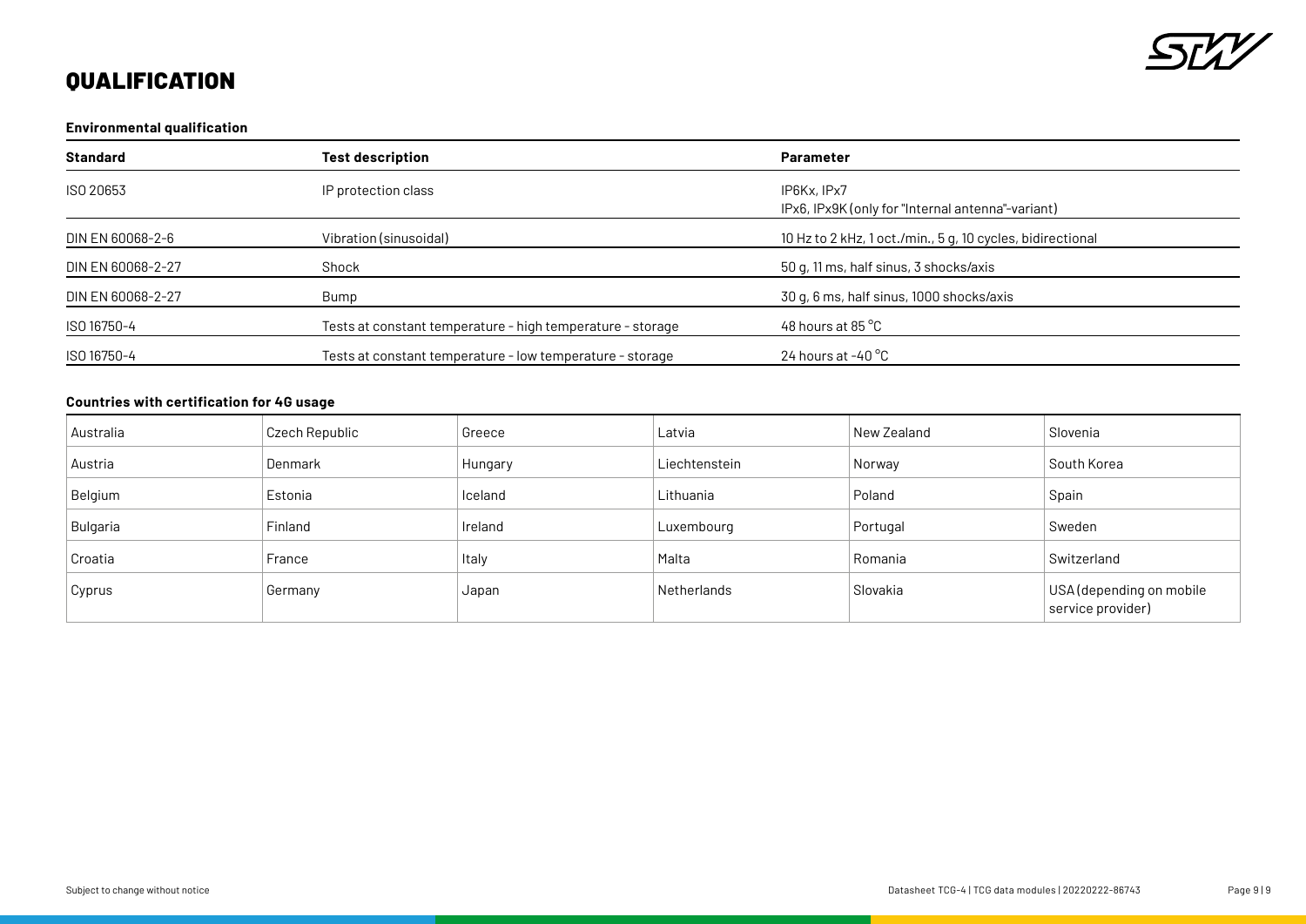# QUALIFICATION

**Environmental qualification**

| Standard | Test description | Parameter |
|---|---|---|
| ISO 20653 | IP protection class | IP6Kx, IPx7<br>IPx6, IPx9K (only for "Internal antenna"-variant) |
| DIN EN 60068-2-6 | Vibration (sinusoidal) | 10 Hz to 2 kHz, 1 oct./min., 5 g, 10 cycles, bidirectional |
| DIN EN 60068-2-27 | Shock | 50 g, 11 ms, half sinus, 3 shocks/axis |
| DIN EN 60068-2-27 | Bump | 30 g, 6 ms, half sinus, 1000 shocks/axis |
| ISO 16750-4 | Tests at constant temperature - high temperature - storage | 48 hours at 85 °C |
| ISO 16750-4 | Tests at constant temperature - low temperature - storage | 24 hours at -40 °C |

**Countries with certification for 4G usage**

| | | | | | |
|---|---|---|---|---|---|
| Australia | Czech Republic | Greece | Latvia | New Zealand | Slovenia |
| Austria | Denmark | Hungary | Liechtenstein | Norway | South Korea |
| Belgium | Estonia | Iceland | Lithuania | Poland | Spain |
| Bulgaria | Finland | Ireland | Luxembourg | Portugal | Sweden |
| Croatia | France | Italy | Malta | Romania | Switzerland |
| Cyprus | Germany | Japan | Netherlands | Slovakia | USA (depending on mobile service provider) |

Subject to change without notice